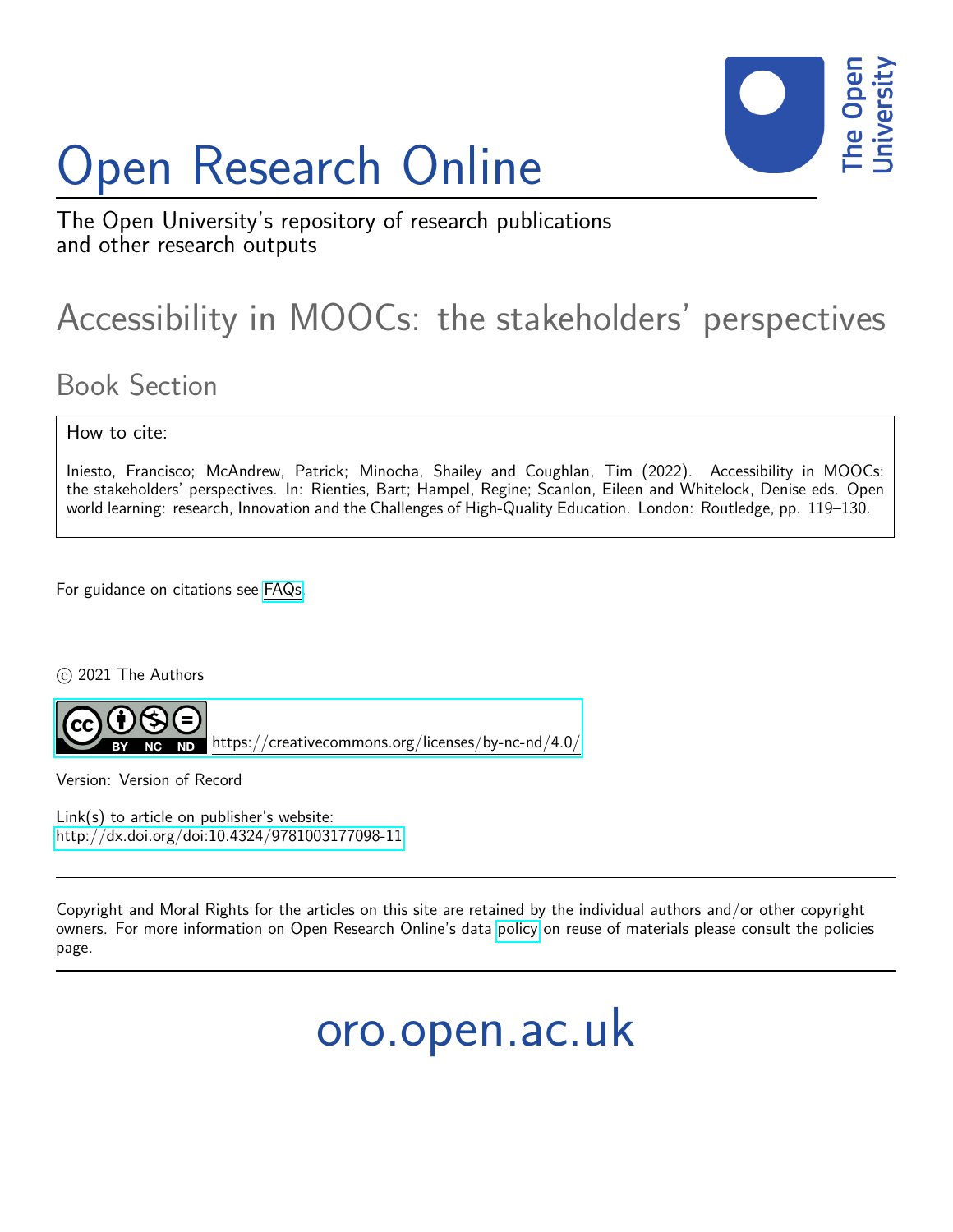# Open Research Online

The Open University's repository of research publications and other research outputs

## Accessibility in MOOCs: the stakeholders' perspectives

### Book Section

How to cite:

Iniesto, Francisco; McAndrew, Patrick; Minocha, Shailey and Coughlan, Tim (2022). Accessibility in MOOCs: the stakeholders' perspectives. In: Rienties, Bart; Hampel, Regine; Scanlon, Eileen and Whitelock, Denise eds. Open world learning: research, Innovation and the Challenges of High-Quality Education. London: Routledge, pp. 119–130.

For guidance on citations see FAQs.

© 2021 The Authors

https://creativecommons.org/licenses/by-nc-nd/4.0/

Version: Version of Record

Link(s) to article on publisher's website:
http://dx.doi.org/doi:10.4324/9781003177098-11

Copyright and Moral Rights for the articles on this site are retained by the individual authors and/or other copyright owners. For more information on Open Research Online's data policy on reuse of materials please consult the policies page.

oro.open.ac.uk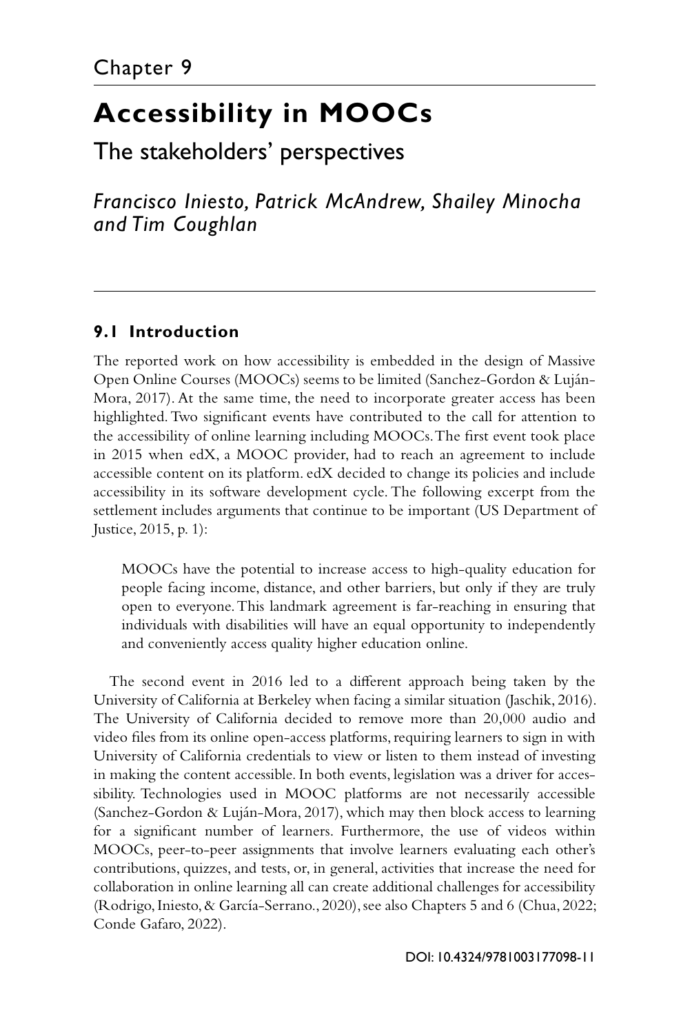# Chapter 9

# Accessibility in MOOCs

## The stakeholders' perspectives

*Francisco Iniesto, Patrick McAndrew, Shailey Minocha and Tim Coughlan*

### 9.1 Introduction

The reported work on how accessibility is embedded in the design of Massive Open Online Courses (MOOCs) seems to be limited (Sanchez-Gordon & Luján-Mora, 2017). At the same time, the need to incorporate greater access has been highlighted. Two significant events have contributed to the call for attention to the accessibility of online learning including MOOCs. The first event took place in 2015 when edX, a MOOC provider, had to reach an agreement to include accessible content on its platform. edX decided to change its policies and include accessibility in its software development cycle. The following excerpt from the settlement includes arguments that continue to be important (US Department of Justice, 2015, p. 1):

> MOOCs have the potential to increase access to high-quality education for people facing income, distance, and other barriers, but only if they are truly open to everyone. This landmark agreement is far-reaching in ensuring that individuals with disabilities will have an equal opportunity to independently and conveniently access quality higher education online.

The second event in 2016 led to a different approach being taken by the University of California at Berkeley when facing a similar situation (Jaschik, 2016). The University of California decided to remove more than 20,000 audio and video files from its online open-access platforms, requiring learners to sign in with University of California credentials to view or listen to them instead of investing in making the content accessible. In both events, legislation was a driver for accessibility. Technologies used in MOOC platforms are not necessarily accessible (Sanchez-Gordon & Luján-Mora, 2017), which may then block access to learning for a significant number of learners. Furthermore, the use of videos within MOOCs, peer-to-peer assignments that involve learners evaluating each other's contributions, quizzes, and tests, or, in general, activities that increase the need for collaboration in online learning all can create additional challenges for accessibility (Rodrigo, Iniesto, & García-Serrano., 2020), see also Chapters 5 and 6 (Chua, 2022; Conde Gafaro, 2022).

DOI: 10.4324/9781003177098-11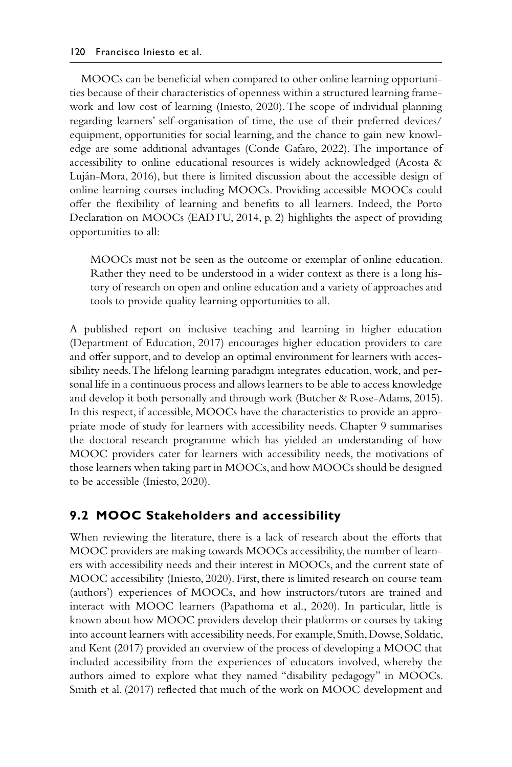MOOCs can be beneficial when compared to other online learning opportunities because of their characteristics of openness within a structured learning framework and low cost of learning (Iniesto, 2020). The scope of individual planning regarding learners' self-organisation of time, the use of their preferred devices/equipment, opportunities for social learning, and the chance to gain new knowledge are some additional advantages (Conde Gafaro, 2022). The importance of accessibility to online educational resources is widely acknowledged (Acosta & Luján-Mora, 2016), but there is limited discussion about the accessible design of online learning courses including MOOCs. Providing accessible MOOCs could offer the flexibility of learning and benefits to all learners. Indeed, the Porto Declaration on MOOCs (EADTU, 2014, p. 2) highlights the aspect of providing opportunities to all:

> MOOCs must not be seen as the outcome or exemplar of online education. Rather they need to be understood in a wider context as there is a long history of research on open and online education and a variety of approaches and tools to provide quality learning opportunities to all.

A published report on inclusive teaching and learning in higher education (Department of Education, 2017) encourages higher education providers to care and offer support, and to develop an optimal environment for learners with accessibility needs. The lifelong learning paradigm integrates education, work, and personal life in a continuous process and allows learners to be able to access knowledge and develop it both personally and through work (Butcher & Rose-Adams, 2015). In this respect, if accessible, MOOCs have the characteristics to provide an appropriate mode of study for learners with accessibility needs. Chapter 9 summarises the doctoral research programme which has yielded an understanding of how MOOC providers cater for learners with accessibility needs, the motivations of those learners when taking part in MOOCs, and how MOOCs should be designed to be accessible (Iniesto, 2020).

## 9.2 MOOC Stakeholders and accessibility

When reviewing the literature, there is a lack of research about the efforts that MOOC providers are making towards MOOCs accessibility, the number of learners with accessibility needs and their interest in MOOCs, and the current state of MOOC accessibility (Iniesto, 2020). First, there is limited research on course team (authors') experiences of MOOCs, and how instructors/tutors are trained and interact with MOOC learners (Papathoma et al., 2020). In particular, little is known about how MOOC providers develop their platforms or courses by taking into account learners with accessibility needs. For example, Smith, Dowse, Soldatic, and Kent (2017) provided an overview of the process of developing a MOOC that included accessibility from the experiences of educators involved, whereby the authors aimed to explore what they named "disability pedagogy" in MOOCs. Smith et al. (2017) reflected that much of the work on MOOC development and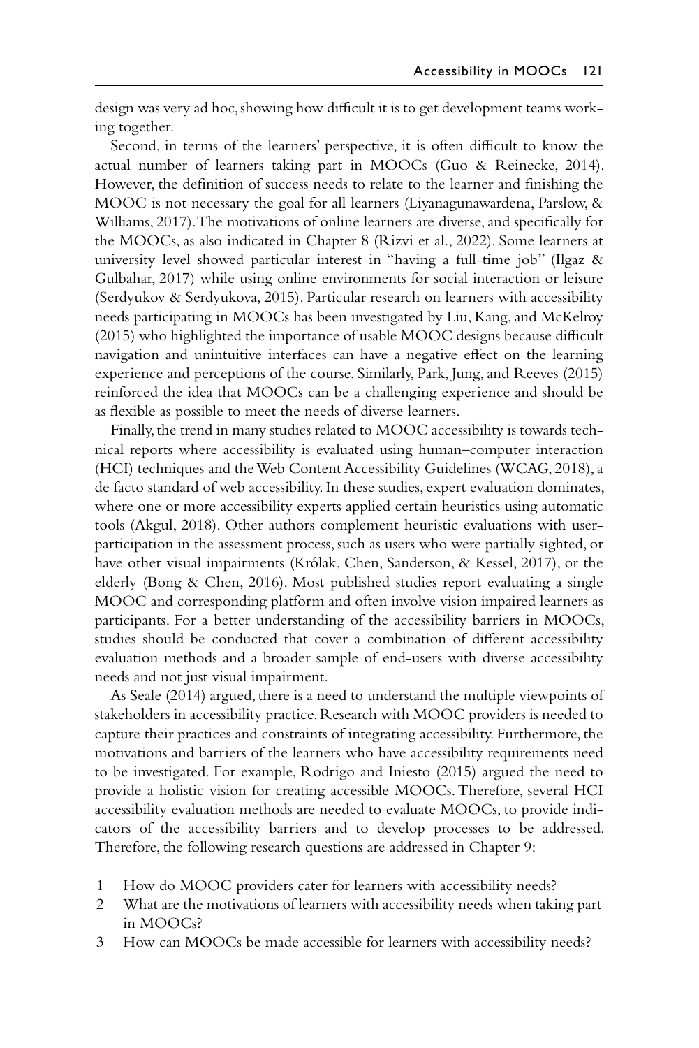design was very ad hoc, showing how difficult it is to get development teams working together.

Second, in terms of the learners' perspective, it is often difficult to know the actual number of learners taking part in MOOCs (Guo & Reinecke, 2014). However, the definition of success needs to relate to the learner and finishing the MOOC is not necessary the goal for all learners (Liyanagunawardena, Parslow, & Williams, 2017). The motivations of online learners are diverse, and specifically for the MOOCs, as also indicated in Chapter 8 (Rizvi et al., 2022). Some learners at university level showed particular interest in "having a full-time job" (Ilgaz & Gulbahar, 2017) while using online environments for social interaction or leisure (Serdyukov & Serdyukova, 2015). Particular research on learners with accessibility needs participating in MOOCs has been investigated by Liu, Kang, and McKelroy (2015) who highlighted the importance of usable MOOC designs because difficult navigation and unintuitive interfaces can have a negative effect on the learning experience and perceptions of the course. Similarly, Park, Jung, and Reeves (2015) reinforced the idea that MOOCs can be a challenging experience and should be as flexible as possible to meet the needs of diverse learners.

Finally, the trend in many studies related to MOOC accessibility is towards technical reports where accessibility is evaluated using human–computer interaction (HCI) techniques and the Web Content Accessibility Guidelines (WCAG, 2018), a de facto standard of web accessibility. In these studies, expert evaluation dominates, where one or more accessibility experts applied certain heuristics using automatic tools (Akgul, 2018). Other authors complement heuristic evaluations with user-participation in the assessment process, such as users who were partially sighted, or have other visual impairments (Królak, Chen, Sanderson, & Kessel, 2017), or the elderly (Bong & Chen, 2016). Most published studies report evaluating a single MOOC and corresponding platform and often involve vision impaired learners as participants. For a better understanding of the accessibility barriers in MOOCs, studies should be conducted that cover a combination of different accessibility evaluation methods and a broader sample of end-users with diverse accessibility needs and not just visual impairment.

As Seale (2014) argued, there is a need to understand the multiple viewpoints of stakeholders in accessibility practice. Research with MOOC providers is needed to capture their practices and constraints of integrating accessibility. Furthermore, the motivations and barriers of the learners who have accessibility requirements need to be investigated. For example, Rodrigo and Iniesto (2015) argued the need to provide a holistic vision for creating accessible MOOCs. Therefore, several HCI accessibility evaluation methods are needed to evaluate MOOCs, to provide indicators of the accessibility barriers and to develop processes to be addressed. Therefore, the following research questions are addressed in Chapter 9:

1. How do MOOC providers cater for learners with accessibility needs?
2. What are the motivations of learners with accessibility needs when taking part in MOOCs?
3. How can MOOCs be made accessible for learners with accessibility needs?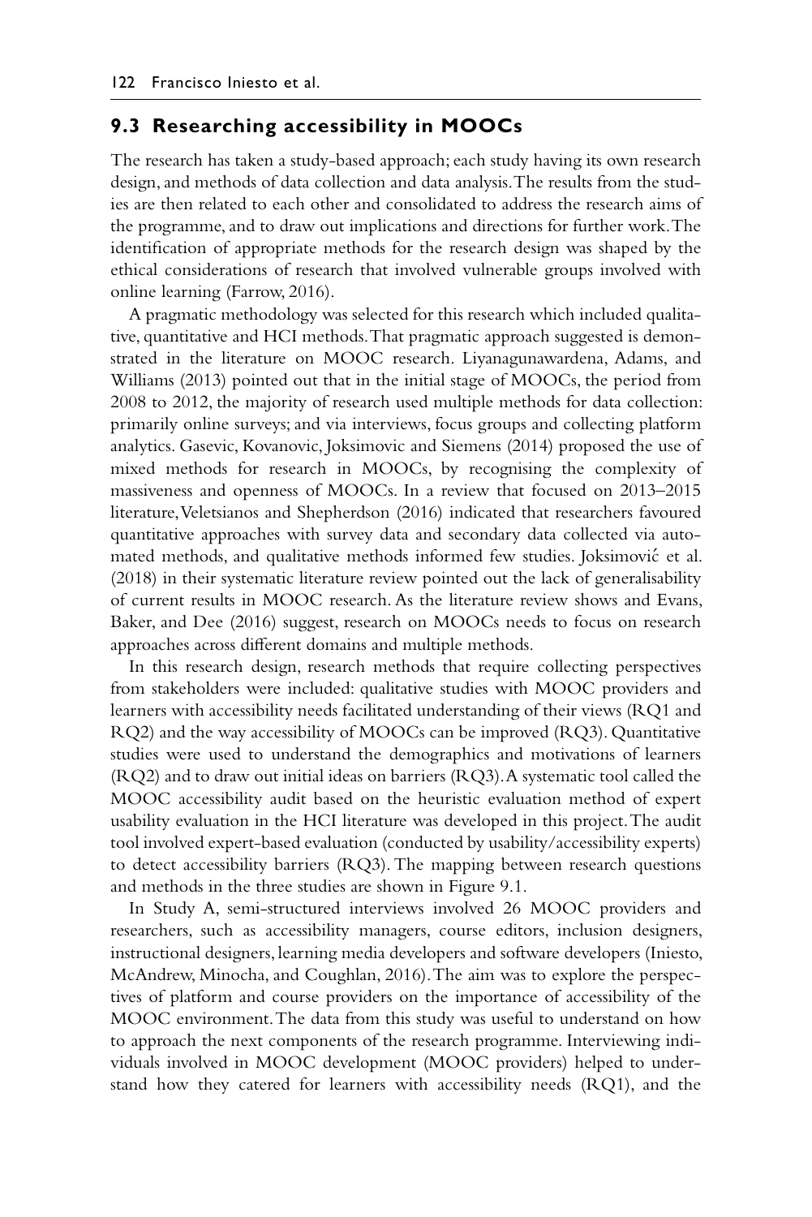## 9.3 Researching accessibility in MOOCs

The research has taken a study-based approach; each study having its own research design, and methods of data collection and data analysis. The results from the studies are then related to each other and consolidated to address the research aims of the programme, and to draw out implications and directions for further work. The identification of appropriate methods for the research design was shaped by the ethical considerations of research that involved vulnerable groups involved with online learning (Farrow, 2016).

A pragmatic methodology was selected for this research which included qualitative, quantitative and HCI methods. That pragmatic approach suggested is demonstrated in the literature on MOOC research. Liyanagunawardena, Adams, and Williams (2013) pointed out that in the initial stage of MOOCs, the period from 2008 to 2012, the majority of research used multiple methods for data collection: primarily online surveys; and via interviews, focus groups and collecting platform analytics. Gasevic, Kovanovic, Joksimovic and Siemens (2014) proposed the use of mixed methods for research in MOOCs, by recognising the complexity of massiveness and openness of MOOCs. In a review that focused on 2013–2015 literature, Veletsianos and Shepherdson (2016) indicated that researchers favoured quantitative approaches with survey data and secondary data collected via automated methods, and qualitative methods informed few studies. Joksimović et al. (2018) in their systematic literature review pointed out the lack of generalisability of current results in MOOC research. As the literature review shows and Evans, Baker, and Dee (2016) suggest, research on MOOCs needs to focus on research approaches across different domains and multiple methods.

In this research design, research methods that require collecting perspectives from stakeholders were included: qualitative studies with MOOC providers and learners with accessibility needs facilitated understanding of their views (RQ1 and RQ2) and the way accessibility of MOOCs can be improved (RQ3). Quantitative studies were used to understand the demographics and motivations of learners (RQ2) and to draw out initial ideas on barriers (RQ3). A systematic tool called the MOOC accessibility audit based on the heuristic evaluation method of expert usability evaluation in the HCI literature was developed in this project. The audit tool involved expert-based evaluation (conducted by usability/accessibility experts) to detect accessibility barriers (RQ3). The mapping between research questions and methods in the three studies are shown in Figure 9.1.

In Study A, semi-structured interviews involved 26 MOOC providers and researchers, such as accessibility managers, course editors, inclusion designers, instructional designers, learning media developers and software developers (Iniesto, McAndrew, Minocha, and Coughlan, 2016). The aim was to explore the perspectives of platform and course providers on the importance of accessibility of the MOOC environment. The data from this study was useful to understand on how to approach the next components of the research programme. Interviewing individuals involved in MOOC development (MOOC providers) helped to understand how they catered for learners with accessibility needs (RQ1), and the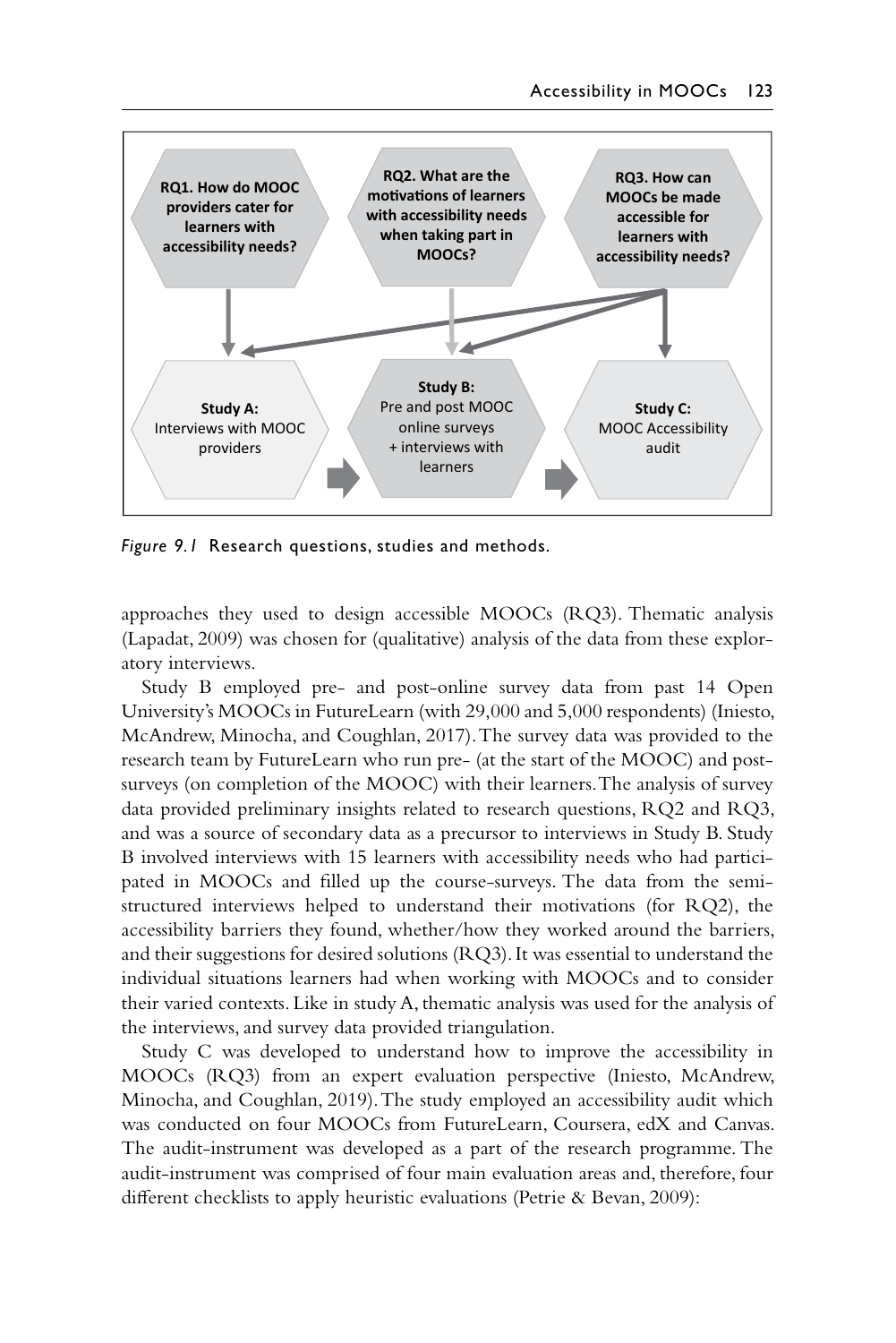RQ1. How do MOOC providers cater for learners with accessibility needs?

RQ2. What are the motivations of learners with accessibility needs when taking part in MOOCs?

RQ3. How can MOOCs be made accessible for learners with accessibility needs?

**Study A:** Interviews with MOOC providers

**Study B:** Pre and post MOOC online surveys + interviews with learners

**Study C:** MOOC Accessibility audit

*Figure 9.1* Research questions, studies and methods.

approaches they used to design accessible MOOCs (RQ3). Thematic analysis (Lapadat, 2009) was chosen for (qualitative) analysis of the data from these exploratory interviews.

Study B employed pre- and post-online survey data from past 14 Open University's MOOCs in FutureLearn (with 29,000 and 5,000 respondents) (Iniesto, McAndrew, Minocha, and Coughlan, 2017). The survey data was provided to the research team by FutureLearn who run pre- (at the start of the MOOC) and post-surveys (on completion of the MOOC) with their learners. The analysis of survey data provided preliminary insights related to research questions, RQ2 and RQ3, and was a source of secondary data as a precursor to interviews in Study B. Study B involved interviews with 15 learners with accessibility needs who had participated in MOOCs and filled up the course-surveys. The data from the semi-structured interviews helped to understand their motivations (for RQ2), the accessibility barriers they found, whether/how they worked around the barriers, and their suggestions for desired solutions (RQ3). It was essential to understand the individual situations learners had when working with MOOCs and to consider their varied contexts. Like in study A, thematic analysis was used for the analysis of the interviews, and survey data provided triangulation.

Study C was developed to understand how to improve the accessibility in MOOCs (RQ3) from an expert evaluation perspective (Iniesto, McAndrew, Minocha, and Coughlan, 2019). The study employed an accessibility audit which was conducted on four MOOCs from FutureLearn, Coursera, edX and Canvas. The audit-instrument was developed as a part of the research programme. The audit-instrument was comprised of four main evaluation areas and, therefore, four different checklists to apply heuristic evaluations (Petrie & Bevan, 2009):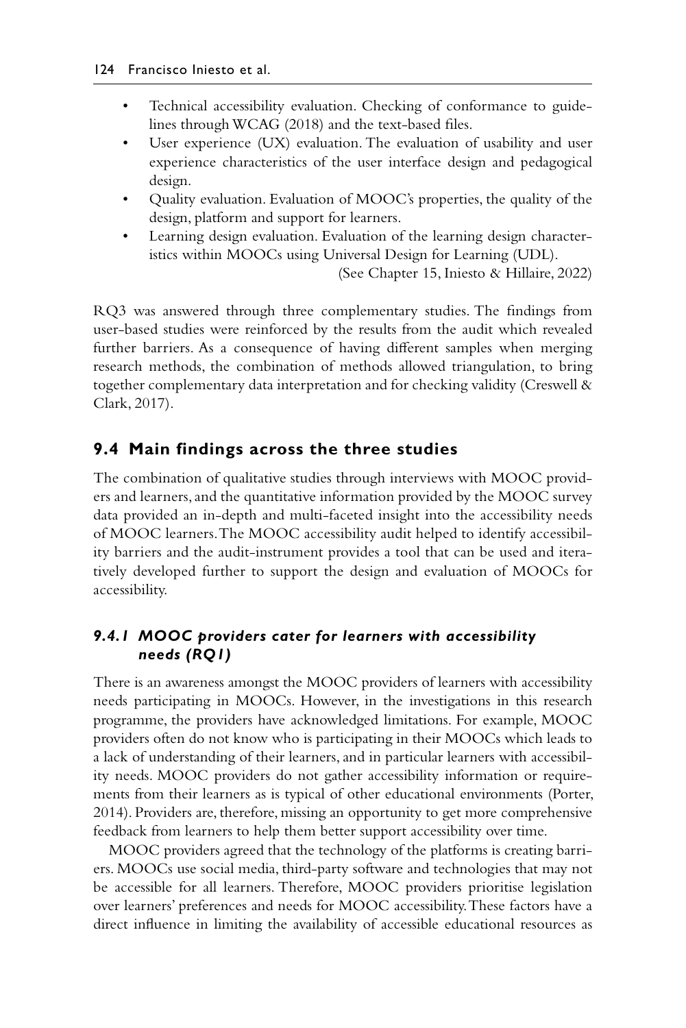- Technical accessibility evaluation. Checking of conformance to guidelines through WCAG (2018) and the text-based files.
- User experience (UX) evaluation. The evaluation of usability and user experience characteristics of the user interface design and pedagogical design.
- Quality evaluation. Evaluation of MOOC's properties, the quality of the design, platform and support for learners.
- Learning design evaluation. Evaluation of the learning design characteristics within MOOCs using Universal Design for Learning (UDL).

(See Chapter 15, Iniesto & Hillaire, 2022)

RQ3 was answered through three complementary studies. The findings from user-based studies were reinforced by the results from the audit which revealed further barriers. As a consequence of having different samples when merging research methods, the combination of methods allowed triangulation, to bring together complementary data interpretation and for checking validity (Creswell & Clark, 2017).

## 9.4 Main findings across the three studies

The combination of qualitative studies through interviews with MOOC providers and learners, and the quantitative information provided by the MOOC survey data provided an in-depth and multi-faceted insight into the accessibility needs of MOOC learners. The MOOC accessibility audit helped to identify accessibility barriers and the audit-instrument provides a tool that can be used and iteratively developed further to support the design and evaluation of MOOCs for accessibility.

### *9.4.1 MOOC providers cater for learners with accessibility needs (RQ1)*

There is an awareness amongst the MOOC providers of learners with accessibility needs participating in MOOCs. However, in the investigations in this research programme, the providers have acknowledged limitations. For example, MOOC providers often do not know who is participating in their MOOCs which leads to a lack of understanding of their learners, and in particular learners with accessibility needs. MOOC providers do not gather accessibility information or requirements from their learners as is typical of other educational environments (Porter, 2014). Providers are, therefore, missing an opportunity to get more comprehensive feedback from learners to help them better support accessibility over time.

MOOC providers agreed that the technology of the platforms is creating barriers. MOOCs use social media, third-party software and technologies that may not be accessible for all learners. Therefore, MOOC providers prioritise legislation over learners' preferences and needs for MOOC accessibility. These factors have a direct influence in limiting the availability of accessible educational resources as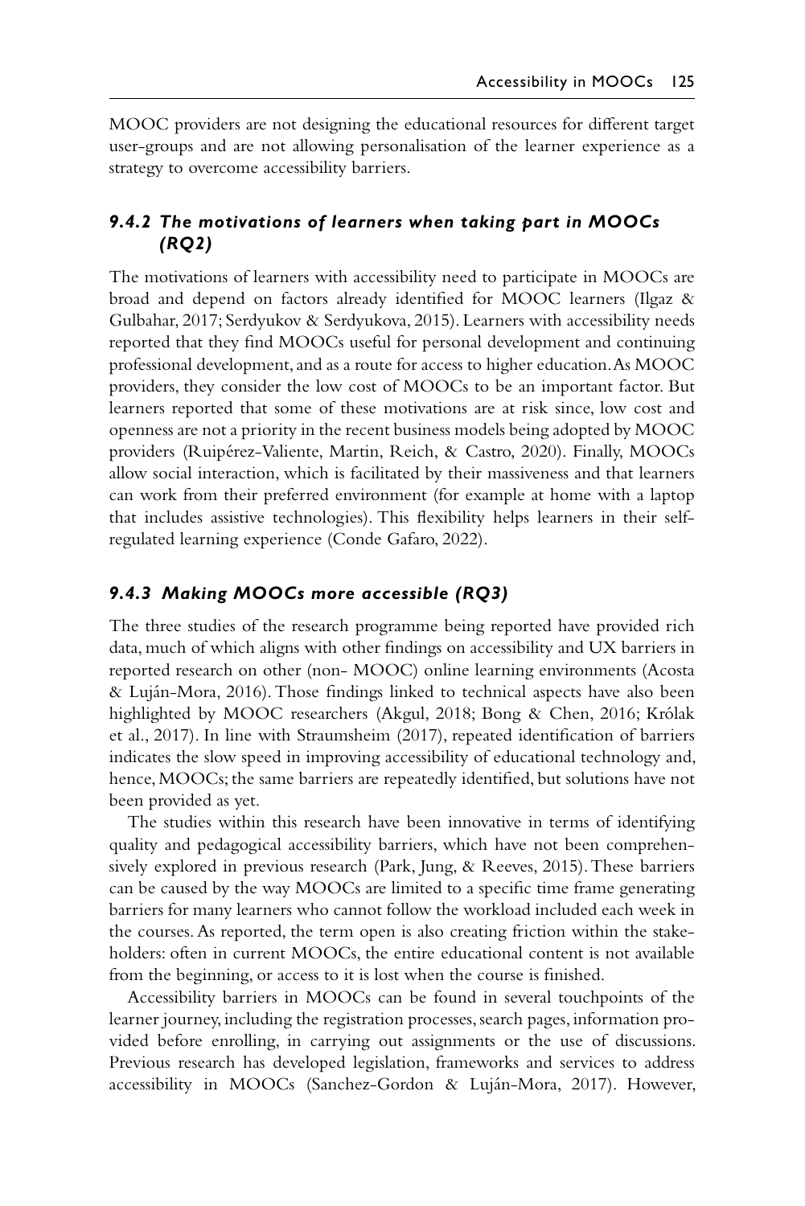MOOC providers are not designing the educational resources for different target user-groups and are not allowing personalisation of the learner experience as a strategy to overcome accessibility barriers.

### *9.4.2 The motivations of learners when taking part in MOOCs (RQ2)*

The motivations of learners with accessibility need to participate in MOOCs are broad and depend on factors already identified for MOOC learners (Ilgaz & Gulbahar, 2017; Serdyukov & Serdyukova, 2015). Learners with accessibility needs reported that they find MOOCs useful for personal development and continuing professional development, and as a route for access to higher education. As MOOC providers, they consider the low cost of MOOCs to be an important factor. But learners reported that some of these motivations are at risk since, low cost and openness are not a priority in the recent business models being adopted by MOOC providers (Ruipérez-Valiente, Martin, Reich, & Castro, 2020). Finally, MOOCs allow social interaction, which is facilitated by their massiveness and that learners can work from their preferred environment (for example at home with a laptop that includes assistive technologies). This flexibility helps learners in their self-regulated learning experience (Conde Gafaro, 2022).

### *9.4.3 Making MOOCs more accessible (RQ3)*

The three studies of the research programme being reported have provided rich data, much of which aligns with other findings on accessibility and UX barriers in reported research on other (non- MOOC) online learning environments (Acosta & Luján-Mora, 2016). Those findings linked to technical aspects have also been highlighted by MOOC researchers (Akgul, 2018; Bong & Chen, 2016; Królak et al., 2017). In line with Straumsheim (2017), repeated identification of barriers indicates the slow speed in improving accessibility of educational technology and, hence, MOOCs; the same barriers are repeatedly identified, but solutions have not been provided as yet.

The studies within this research have been innovative in terms of identifying quality and pedagogical accessibility barriers, which have not been comprehensively explored in previous research (Park, Jung, & Reeves, 2015). These barriers can be caused by the way MOOCs are limited to a specific time frame generating barriers for many learners who cannot follow the workload included each week in the courses. As reported, the term open is also creating friction within the stakeholders: often in current MOOCs, the entire educational content is not available from the beginning, or access to it is lost when the course is finished.

Accessibility barriers in MOOCs can be found in several touchpoints of the learner journey, including the registration processes, search pages, information provided before enrolling, in carrying out assignments or the use of discussions. Previous research has developed legislation, frameworks and services to address accessibility in MOOCs (Sanchez-Gordon & Luján-Mora, 2017). However,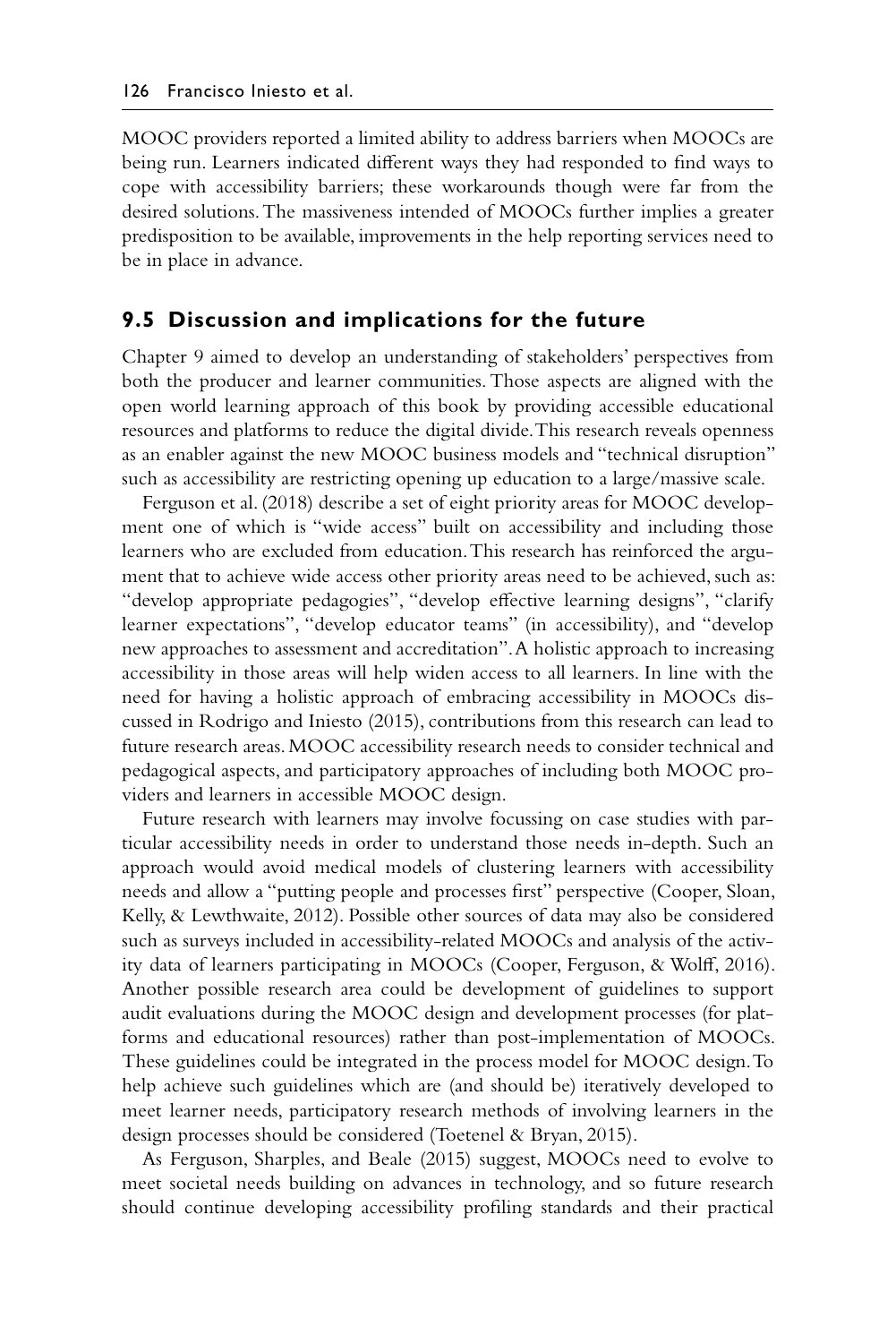MOOC providers reported a limited ability to address barriers when MOOCs are being run. Learners indicated different ways they had responded to find ways to cope with accessibility barriers; these workarounds though were far from the desired solutions. The massiveness intended of MOOCs further implies a greater predisposition to be available, improvements in the help reporting services need to be in place in advance.

## 9.5 Discussion and implications for the future

Chapter 9 aimed to develop an understanding of stakeholders' perspectives from both the producer and learner communities. Those aspects are aligned with the open world learning approach of this book by providing accessible educational resources and platforms to reduce the digital divide. This research reveals openness as an enabler against the new MOOC business models and "technical disruption" such as accessibility are restricting opening up education to a large/massive scale.

Ferguson et al. (2018) describe a set of eight priority areas for MOOC development one of which is "wide access" built on accessibility and including those learners who are excluded from education. This research has reinforced the argument that to achieve wide access other priority areas need to be achieved, such as: "develop appropriate pedagogies", "develop effective learning designs", "clarify learner expectations", "develop educator teams" (in accessibility), and "develop new approaches to assessment and accreditation". A holistic approach to increasing accessibility in those areas will help widen access to all learners. In line with the need for having a holistic approach of embracing accessibility in MOOCs discussed in Rodrigo and Iniesto (2015), contributions from this research can lead to future research areas. MOOC accessibility research needs to consider technical and pedagogical aspects, and participatory approaches of including both MOOC providers and learners in accessible MOOC design.

Future research with learners may involve focussing on case studies with particular accessibility needs in order to understand those needs in-depth. Such an approach would avoid medical models of clustering learners with accessibility needs and allow a "putting people and processes first" perspective (Cooper, Sloan, Kelly, & Lewthwaite, 2012). Possible other sources of data may also be considered such as surveys included in accessibility-related MOOCs and analysis of the activity data of learners participating in MOOCs (Cooper, Ferguson, & Wolff, 2016). Another possible research area could be development of guidelines to support audit evaluations during the MOOC design and development processes (for platforms and educational resources) rather than post-implementation of MOOCs. These guidelines could be integrated in the process model for MOOC design. To help achieve such guidelines which are (and should be) iteratively developed to meet learner needs, participatory research methods of involving learners in the design processes should be considered (Toetenel & Bryan, 2015).

As Ferguson, Sharples, and Beale (2015) suggest, MOOCs need to evolve to meet societal needs building on advances in technology, and so future research should continue developing accessibility profiling standards and their practical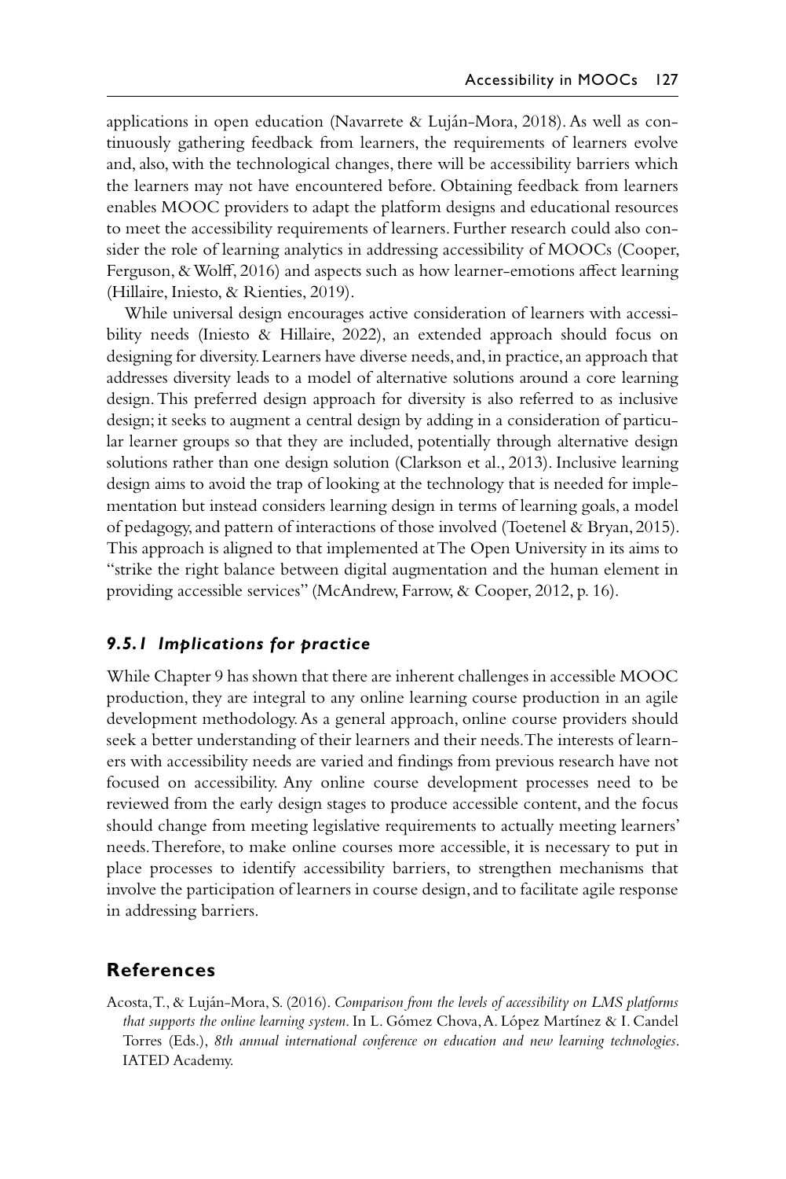applications in open education (Navarrete & Luján-Mora, 2018). As well as continuously gathering feedback from learners, the requirements of learners evolve and, also, with the technological changes, there will be accessibility barriers which the learners may not have encountered before. Obtaining feedback from learners enables MOOC providers to adapt the platform designs and educational resources to meet the accessibility requirements of learners. Further research could also consider the role of learning analytics in addressing accessibility of MOOCs (Cooper, Ferguson, & Wolff, 2016) and aspects such as how learner-emotions affect learning (Hillaire, Iniesto, & Rienties, 2019).

While universal design encourages active consideration of learners with accessibility needs (Iniesto & Hillaire, 2022), an extended approach should focus on designing for diversity. Learners have diverse needs, and, in practice, an approach that addresses diversity leads to a model of alternative solutions around a core learning design. This preferred design approach for diversity is also referred to as inclusive design; it seeks to augment a central design by adding in a consideration of particular learner groups so that they are included, potentially through alternative design solutions rather than one design solution (Clarkson et al., 2013). Inclusive learning design aims to avoid the trap of looking at the technology that is needed for implementation but instead considers learning design in terms of learning goals, a model of pedagogy, and pattern of interactions of those involved (Toetenel & Bryan, 2015). This approach is aligned to that implemented at The Open University in its aims to "strike the right balance between digital augmentation and the human element in providing accessible services" (McAndrew, Farrow, & Cooper, 2012, p. 16).

### *9.5.1 Implications for practice*

While Chapter 9 has shown that there are inherent challenges in accessible MOOC production, they are integral to any online learning course production in an agile development methodology. As a general approach, online course providers should seek a better understanding of their learners and their needs. The interests of learners with accessibility needs are varied and findings from previous research have not focused on accessibility. Any online course development processes need to be reviewed from the early design stages to produce accessible content, and the focus should change from meeting legislative requirements to actually meeting learners' needs. Therefore, to make online courses more accessible, it is necessary to put in place processes to identify accessibility barriers, to strengthen mechanisms that involve the participation of learners in course design, and to facilitate agile response in addressing barriers.

## References

Acosta, T., & Luján-Mora, S. (2016). *Comparison from the levels of accessibility on LMS platforms that supports the online learning system*. In L. Gómez Chova, A. López Martínez & I. Candel Torres (Eds.), *8th annual international conference on education and new learning technologies*. IATED Academy.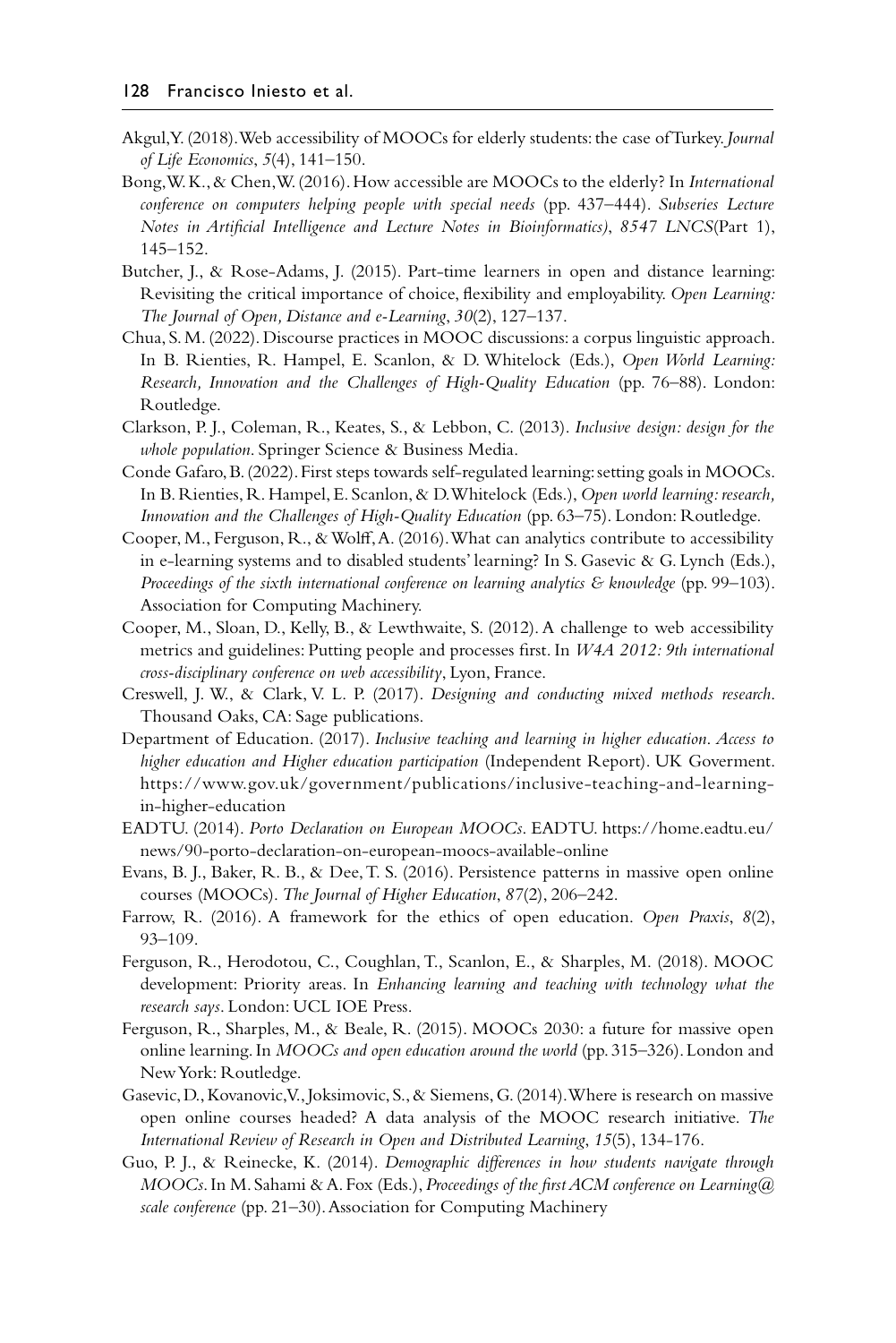Akgul, Y. (2018). Web accessibility of MOOCs for elderly students: the case of Turkey. *Journal of Life Economics*, *5*(4), 141–150.

Bong, W. K., & Chen, W. (2016). How accessible are MOOCs to the elderly? In *International conference on computers helping people with special needs* (pp. 437–444). *Subseries Lecture Notes in Artificial Intelligence and Lecture Notes in Bioinformatics)*, *8547 LNCS*(Part 1), 145–152.

Butcher, J., & Rose-Adams, J. (2015). Part-time learners in open and distance learning: Revisiting the critical importance of choice, flexibility and employability. *Open Learning: The Journal of Open, Distance and e-Learning*, *30*(2), 127–137.

Chua, S. M. (2022). Discourse practices in MOOC discussions: a corpus linguistic approach. In B. Rienties, R. Hampel, E. Scanlon, & D. Whitelock (Eds.), *Open World Learning: Research, Innovation and the Challenges of High-Quality Education* (pp. 76–88). London: Routledge.

Clarkson, P. J., Coleman, R., Keates, S., & Lebbon, C. (2013). *Inclusive design: design for the whole population*. Springer Science & Business Media.

Conde Gafaro, B. (2022). First steps towards self-regulated learning: setting goals in MOOCs. In B. Rienties, R. Hampel, E. Scanlon, & D. Whitelock (Eds.), *Open world learning: research, Innovation and the Challenges of High-Quality Education* (pp. 63–75). London: Routledge.

Cooper, M., Ferguson, R., & Wolff, A. (2016). What can analytics contribute to accessibility in e-learning systems and to disabled students' learning? In S. Gasevic & G. Lynch (Eds.), *Proceedings of the sixth international conference on learning analytics & knowledge* (pp. 99–103). Association for Computing Machinery.

Cooper, M., Sloan, D., Kelly, B., & Lewthwaite, S. (2012). A challenge to web accessibility metrics and guidelines: Putting people and processes first. In *W4A 2012: 9th international cross-disciplinary conference on web accessibility*, Lyon, France.

Creswell, J. W., & Clark, V. L. P. (2017). *Designing and conducting mixed methods research*. Thousand Oaks, CA: Sage publications.

Department of Education. (2017). *Inclusive teaching and learning in higher education. Access to higher education and Higher education participation* (Independent Report). UK Goverment. https://www.gov.uk/government/publications/inclusive-teaching-and-learning-in-higher-education

EADTU. (2014). *Porto Declaration on European MOOCs*. EADTU. https://home.eadtu.eu/news/90-porto-declaration-on-european-moocs-available-online

Evans, B. J., Baker, R. B., & Dee, T. S. (2016). Persistence patterns in massive open online courses (MOOCs). *The Journal of Higher Education*, *87*(2), 206–242.

Farrow, R. (2016). A framework for the ethics of open education. *Open Praxis*, *8*(2), 93–109.

Ferguson, R., Herodotou, C., Coughlan, T., Scanlon, E., & Sharples, M. (2018). MOOC development: Priority areas. In *Enhancing learning and teaching with technology what the research says*. London: UCL IOE Press.

Ferguson, R., Sharples, M., & Beale, R. (2015). MOOCs 2030: a future for massive open online learning. In *MOOCs and open education around the world* (pp. 315–326). London and New York: Routledge.

Gasevic, D., Kovanovic, V., Joksimovic, S., & Siemens, G. (2014). Where is research on massive open online courses headed? A data analysis of the MOOC research initiative. *The International Review of Research in Open and Distributed Learning*, *15*(5), 134-176.

Guo, P. J., & Reinecke, K. (2014). *Demographic differences in how students navigate through MOOCs*. In M. Sahami & A. Fox (Eds.), *Proceedings of the first ACM conference on Learning@ scale conference* (pp. 21–30). Association for Computing Machinery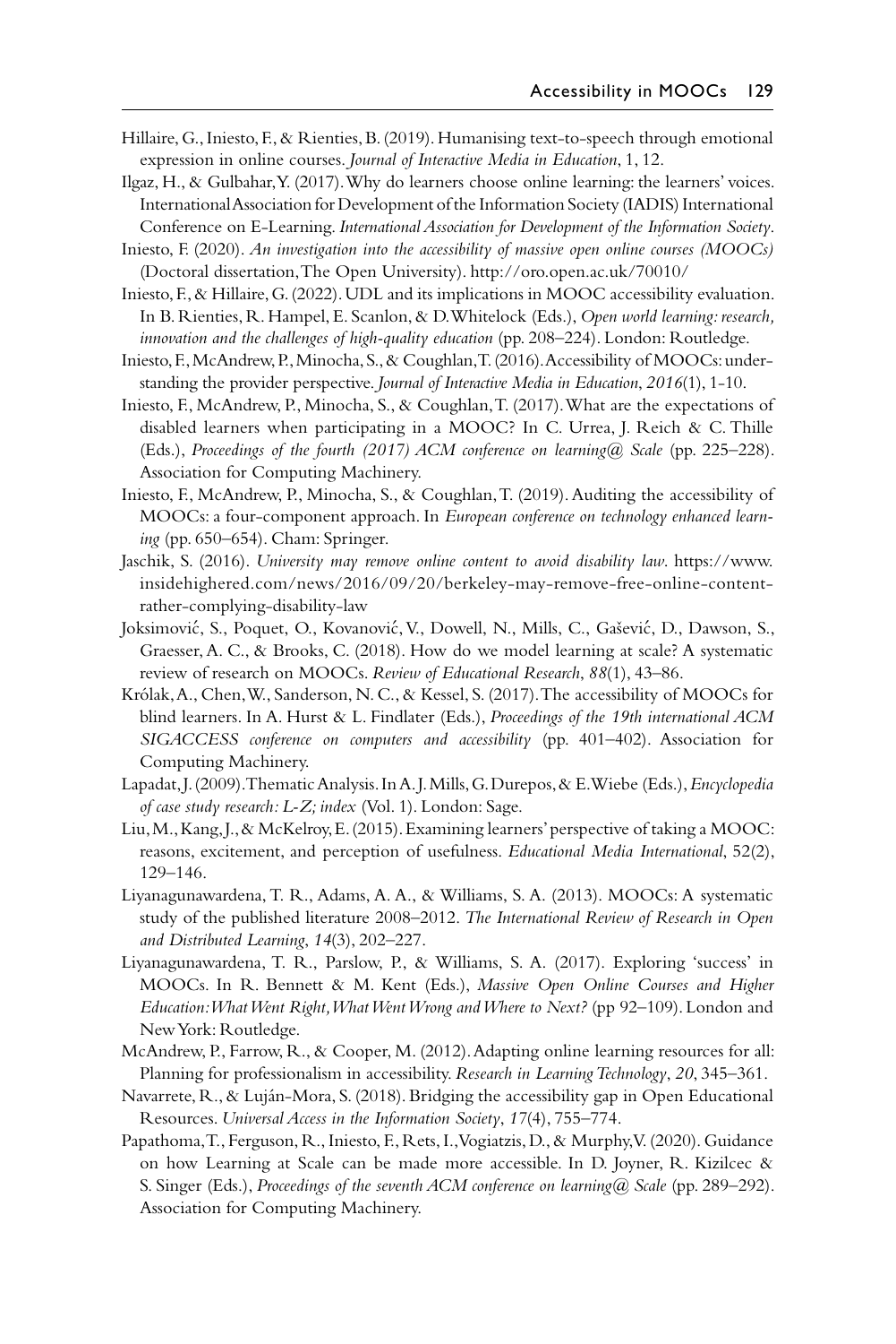Hillaire, G., Iniesto, F., & Rienties, B. (2019). Humanising text-to-speech through emotional expression in online courses. *Journal of Interactive Media in Education*, 1, 12.

Ilgaz, H., & Gulbahar, Y. (2017). Why do learners choose online learning: the learners' voices. International Association for Development of the Information Society (IADIS) International Conference on E-Learning. *International Association for Development of the Information Society*.

Iniesto, F. (2020). *An investigation into the accessibility of massive open online courses (MOOCs)* (Doctoral dissertation, The Open University). http://oro.open.ac.uk/70010/

Iniesto, F., & Hillaire, G. (2022). UDL and its implications in MOOC accessibility evaluation. In B. Rienties, R. Hampel, E. Scanlon, & D. Whitelock (Eds.), *Open world learning: research, innovation and the challenges of high-quality education* (pp. 208–224). London: Routledge.

Iniesto, F., McAndrew, P., Minocha, S., & Coughlan, T. (2016). Accessibility of MOOCs: understanding the provider perspective. *Journal of Interactive Media in Education*, *2016*(1), 1-10.

Iniesto, F., McAndrew, P., Minocha, S., & Coughlan, T. (2017). What are the expectations of disabled learners when participating in a MOOC? In C. Urrea, J. Reich & C. Thille (Eds.), *Proceedings of the fourth (2017) ACM conference on learning@ Scale* (pp. 225–228). Association for Computing Machinery.

Iniesto, F., McAndrew, P., Minocha, S., & Coughlan, T. (2019). Auditing the accessibility of MOOCs: a four-component approach. In *European conference on technology enhanced learning* (pp. 650–654). Cham: Springer.

Jaschik, S. (2016). *University may remove online content to avoid disability law*. https://www.insidehighered.com/news/2016/09/20/berkeley-may-remove-free-online-content-rather-complying-disability-law

Joksimović, S., Poquet, O., Kovanović, V., Dowell, N., Mills, C., Gašević, D., Dawson, S., Graesser, A. C., & Brooks, C. (2018). How do we model learning at scale? A systematic review of research on MOOCs. *Review of Educational Research*, *88*(1), 43–86.

Królak, A., Chen, W., Sanderson, N. C., & Kessel, S. (2017). The accessibility of MOOCs for blind learners. In A. Hurst & L. Findlater (Eds.), *Proceedings of the 19th international ACM SIGACCESS conference on computers and accessibility* (pp. 401–402). Association for Computing Machinery.

Lapadat, J. (2009). Thematic Analysis. In A. J. Mills, G. Durepos, & E. Wiebe (Eds.), *Encyclopedia of case study research: L-Z; index* (Vol. 1). London: Sage.

Liu, M., Kang, J., & McKelroy, E. (2015). Examining learners' perspective of taking a MOOC: reasons, excitement, and perception of usefulness. *Educational Media International*, 52(2), 129–146.

Liyanagunawardena, T. R., Adams, A. A., & Williams, S. A. (2013). MOOCs: A systematic study of the published literature 2008–2012. *The International Review of Research in Open and Distributed Learning*, *14*(3), 202–227.

Liyanagunawardena, T. R., Parslow, P., & Williams, S. A. (2017). Exploring 'success' in MOOCs. In R. Bennett & M. Kent (Eds.), *Massive Open Online Courses and Higher Education: What Went Right, What Went Wrong and Where to Next?* (pp 92–109). London and New York: Routledge.

McAndrew, P., Farrow, R., & Cooper, M. (2012). Adapting online learning resources for all: Planning for professionalism in accessibility. *Research in Learning Technology*, *20*, 345–361.

Navarrete, R., & Luján-Mora, S. (2018). Bridging the accessibility gap in Open Educational Resources. *Universal Access in the Information Society*, *17*(4), 755–774.

Papathoma, T., Ferguson, R., Iniesto, F., Rets, I., Vogiatzis, D., & Murphy, V. (2020). Guidance on how Learning at Scale can be made more accessible. In D. Joyner, R. Kizilcec & S. Singer (Eds.), *Proceedings of the seventh ACM conference on learning@ Scale* (pp. 289–292). Association for Computing Machinery.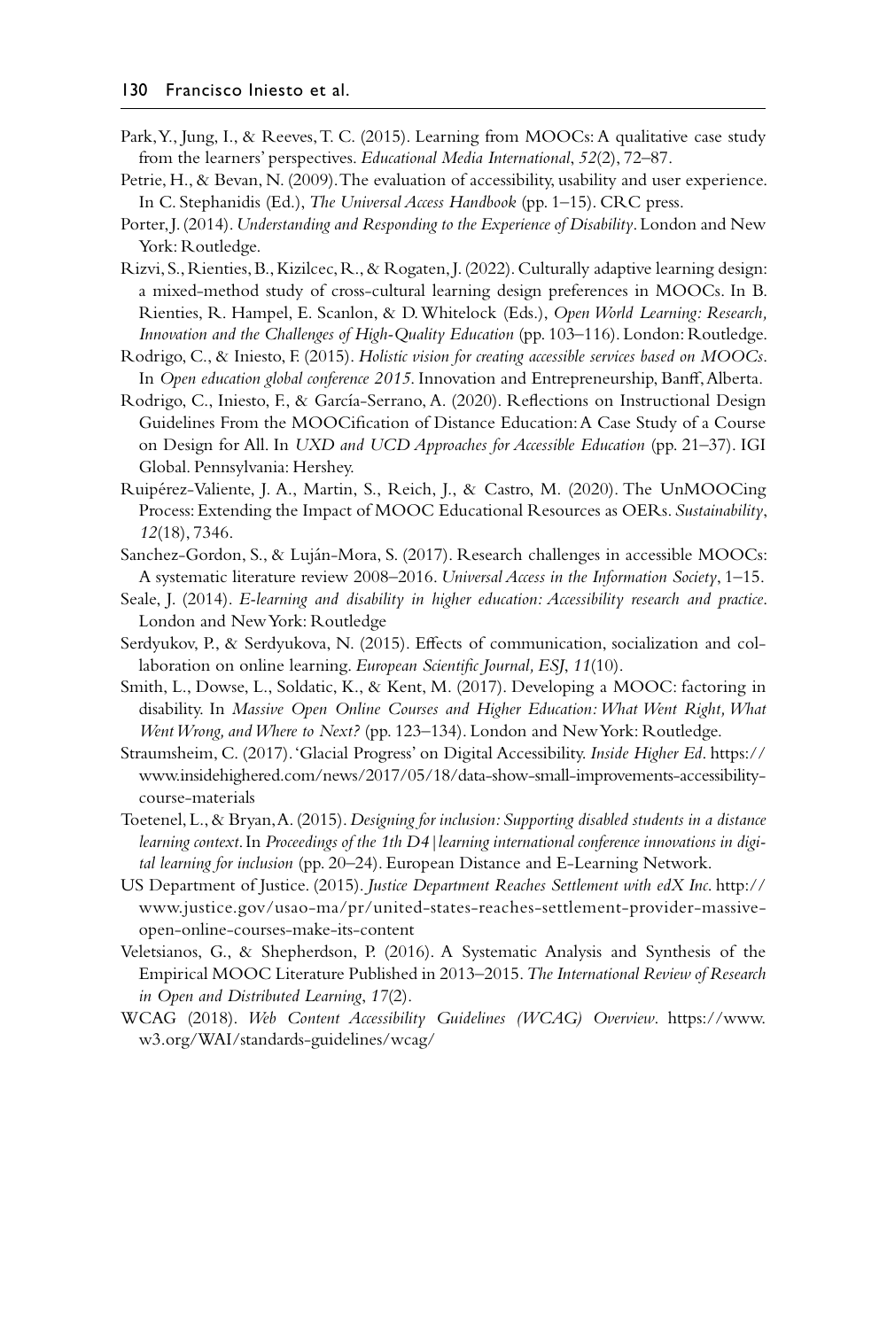Park, Y., Jung, I., & Reeves, T. C. (2015). Learning from MOOCs: A qualitative case study from the learners' perspectives. *Educational Media International*, *52*(2), 72–87.

Petrie, H., & Bevan, N. (2009). The evaluation of accessibility, usability and user experience. In C. Stephanidis (Ed.), *The Universal Access Handbook* (pp. 1–15). CRC press.

Porter, J. (2014). *Understanding and Responding to the Experience of Disability*. London and New York: Routledge.

Rizvi, S., Rienties, B., Kizilcec, R., & Rogaten, J. (2022). Culturally adaptive learning design: a mixed-method study of cross-cultural learning design preferences in MOOCs. In B. Rienties, R. Hampel, E. Scanlon, & D. Whitelock (Eds.), *Open World Learning: Research, Innovation and the Challenges of High-Quality Education* (pp. 103–116). London: Routledge.

Rodrigo, C., & Iniesto, F. (2015). *Holistic vision for creating accessible services based on MOOCs*. In *Open education global conference 2015*. Innovation and Entrepreneurship, Banff, Alberta.

Rodrigo, C., Iniesto, F., & García-Serrano, A. (2020). Reflections on Instructional Design Guidelines From the MOOCification of Distance Education: A Case Study of a Course on Design for All. In *UXD and UCD Approaches for Accessible Education* (pp. 21–37). IGI Global. Pennsylvania: Hershey.

Ruipérez-Valiente, J. A., Martin, S., Reich, J., & Castro, M. (2020). The UnMOOCing Process: Extending the Impact of MOOC Educational Resources as OERs. *Sustainability*, *12*(18), 7346.

Sanchez-Gordon, S., & Luján-Mora, S. (2017). Research challenges in accessible MOOCs: A systematic literature review 2008–2016. *Universal Access in the Information Society*, 1–15.

Seale, J. (2014). *E-learning and disability in higher education: Accessibility research and practice*. London and New York: Routledge

Serdyukov, P., & Serdyukova, N. (2015). Effects of communication, socialization and collaboration on online learning. *European Scientific Journal, ESJ*, *11*(10).

Smith, L., Dowse, L., Soldatic, K., & Kent, M. (2017). Developing a MOOC: factoring in disability. In *Massive Open Online Courses and Higher Education: What Went Right, What Went Wrong, and Where to Next?* (pp. 123–134). London and New York: Routledge.

Straumsheim, C. (2017). 'Glacial Progress' on Digital Accessibility. *Inside Higher Ed*. https://www.insidehighered.com/news/2017/05/18/data-show-small-improvements-accessibility-course-materials

Toetenel, L., & Bryan, A. (2015). *Designing for inclusion: Supporting disabled students in a distance learning context*. In *Proceedings of the 1th D4|learning international conference innovations in digital learning for inclusion* (pp. 20–24). European Distance and E-Learning Network.

US Department of Justice. (2015). *Justice Department Reaches Settlement with edX Inc*. http://www.justice.gov/usao-ma/pr/united-states-reaches-settlement-provider-massive-open-online-courses-make-its-content

Veletsianos, G., & Shepherdson, P. (2016). A Systematic Analysis and Synthesis of the Empirical MOOC Literature Published in 2013–2015. *The International Review of Research in Open and Distributed Learning*, *17*(2).

WCAG (2018). *Web Content Accessibility Guidelines (WCAG) Overview*. https://www.w3.org/WAI/standards-guidelines/wcag/